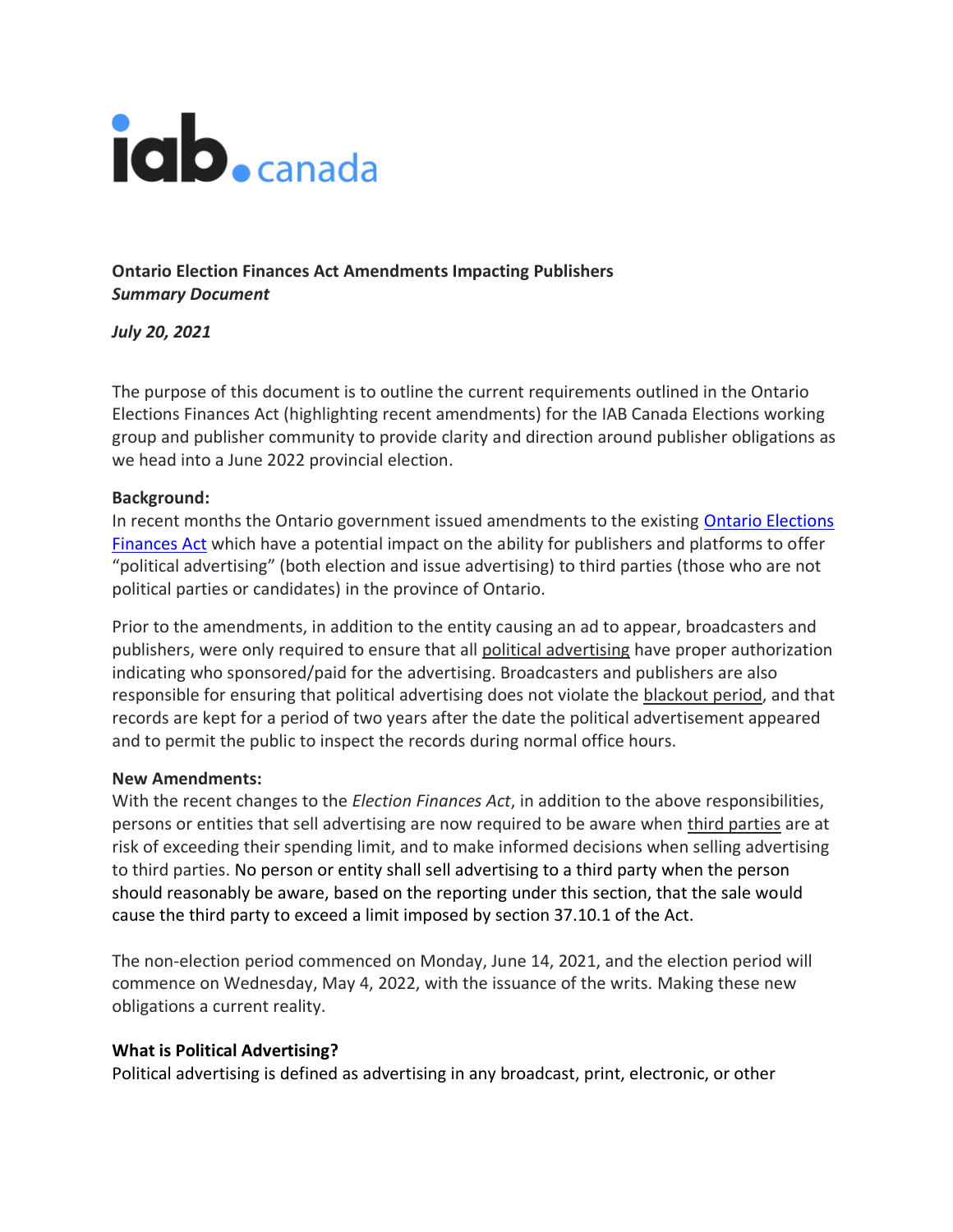iab. canada

**Ontario Election Finances Act Amendments Impacting Publishers**
***Summary Document***

***July 20, 2021***

The purpose of this document is to outline the current requirements outlined in the Ontario Elections Finances Act (highlighting recent amendments) for the IAB Canada Elections working group and publisher community to provide clarity and direction around publisher obligations as we head into a June 2022 provincial election.

**Background:**
In recent months the Ontario government issued amendments to the existing Ontario Elections Finances Act which have a potential impact on the ability for publishers and platforms to offer "political advertising" (both election and issue advertising) to third parties (those who are not political parties or candidates) in the province of Ontario.

Prior to the amendments, in addition to the entity causing an ad to appear, broadcasters and publishers, were only required to ensure that all political advertising have proper authorization indicating who sponsored/paid for the advertising. Broadcasters and publishers are also responsible for ensuring that political advertising does not violate the blackout period, and that records are kept for a period of two years after the date the political advertisement appeared and to permit the public to inspect the records during normal office hours.

**New Amendments:**
With the recent changes to the *Election Finances Act*, in addition to the above responsibilities, persons or entities that sell advertising are now required to be aware when third parties are at risk of exceeding their spending limit, and to make informed decisions when selling advertising to third parties. No person or entity shall sell advertising to a third party when the person should reasonably be aware, based on the reporting under this section, that the sale would cause the third party to exceed a limit imposed by section 37.10.1 of the Act.

The non-election period commenced on Monday, June 14, 2021, and the election period will commence on Wednesday, May 4, 2022, with the issuance of the writs. Making these new obligations a current reality.

**What is Political Advertising?**
Political advertising is defined as advertising in any broadcast, print, electronic, or other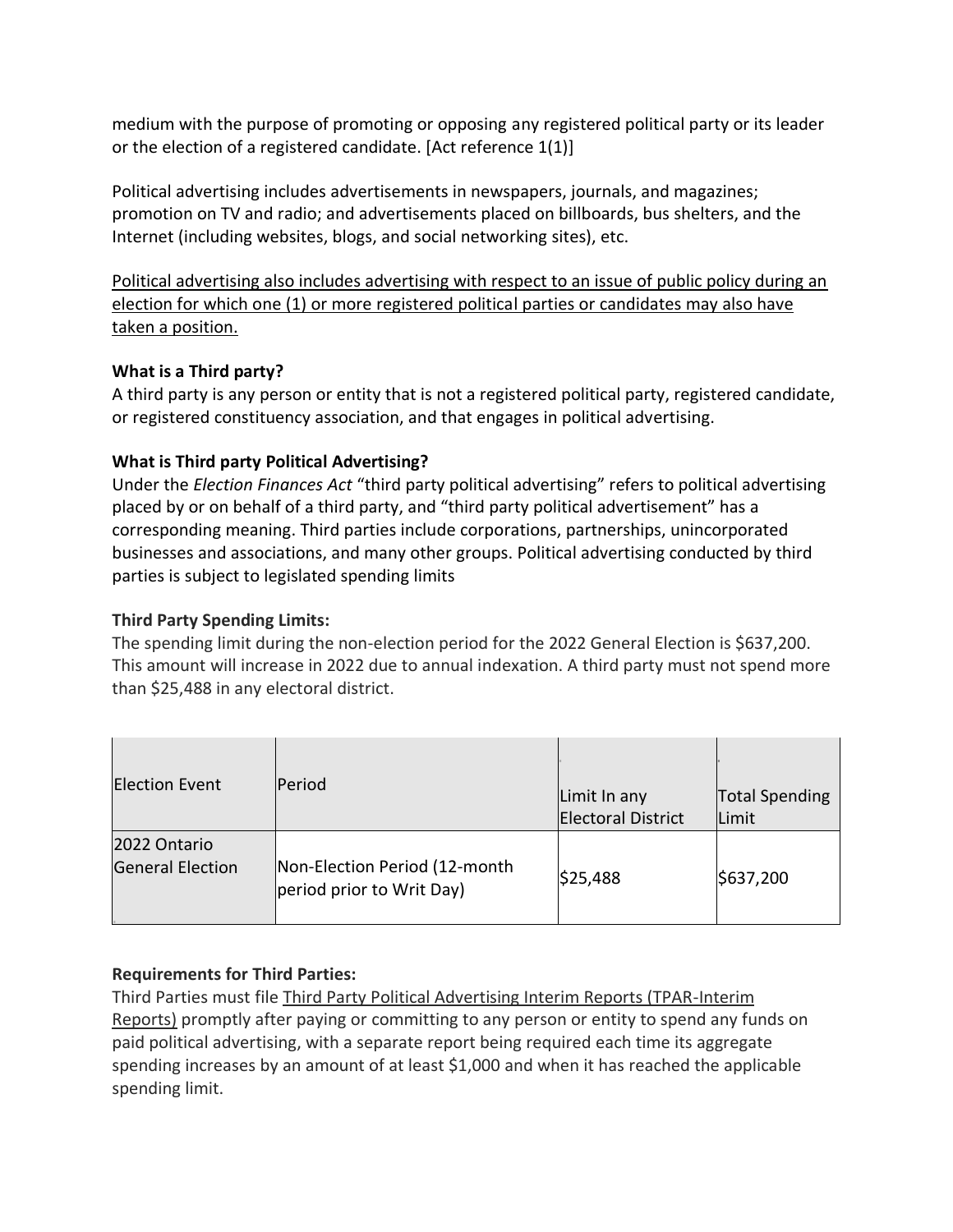medium with the purpose of promoting or opposing any registered political party or its leader or the election of a registered candidate. [Act reference 1(1)]

Political advertising includes advertisements in newspapers, journals, and magazines; promotion on TV and radio; and advertisements placed on billboards, bus shelters, and the Internet (including websites, blogs, and social networking sites), etc.

Political advertising also includes advertising with respect to an issue of public policy during an election for which one (1) or more registered political parties or candidates may also have taken a position.

**What is a Third party?**
A third party is any person or entity that is not a registered political party, registered candidate, or registered constituency association, and that engages in political advertising.

**What is Third party Political Advertising?**
Under the *Election Finances Act* "third party political advertising" refers to political advertising placed by or on behalf of a third party, and "third party political advertisement" has a corresponding meaning. Third parties include corporations, partnerships, unincorporated businesses and associations, and many other groups. Political advertising conducted by third parties is subject to legislated spending limits

**Third Party Spending Limits:**
The spending limit during the non-election period for the 2022 General Election is $637,200. This amount will increase in 2022 due to annual indexation. A third party must not spend more than $25,488 in any electoral district.

| Election Event | Period | Limit In any Electoral District | Total Spending Limit |
|---|---|---|---|
| 2022 Ontario General Election | Non-Election Period (12-month period prior to Writ Day) | $25,488 | $637,200 |

**Requirements for Third Parties:**
Third Parties must file Third Party Political Advertising Interim Reports (TPAR-Interim Reports) promptly after paying or committing to any person or entity to spend any funds on paid political advertising, with a separate report being required each time its aggregate spending increases by an amount of at least $1,000 and when it has reached the applicable spending limit.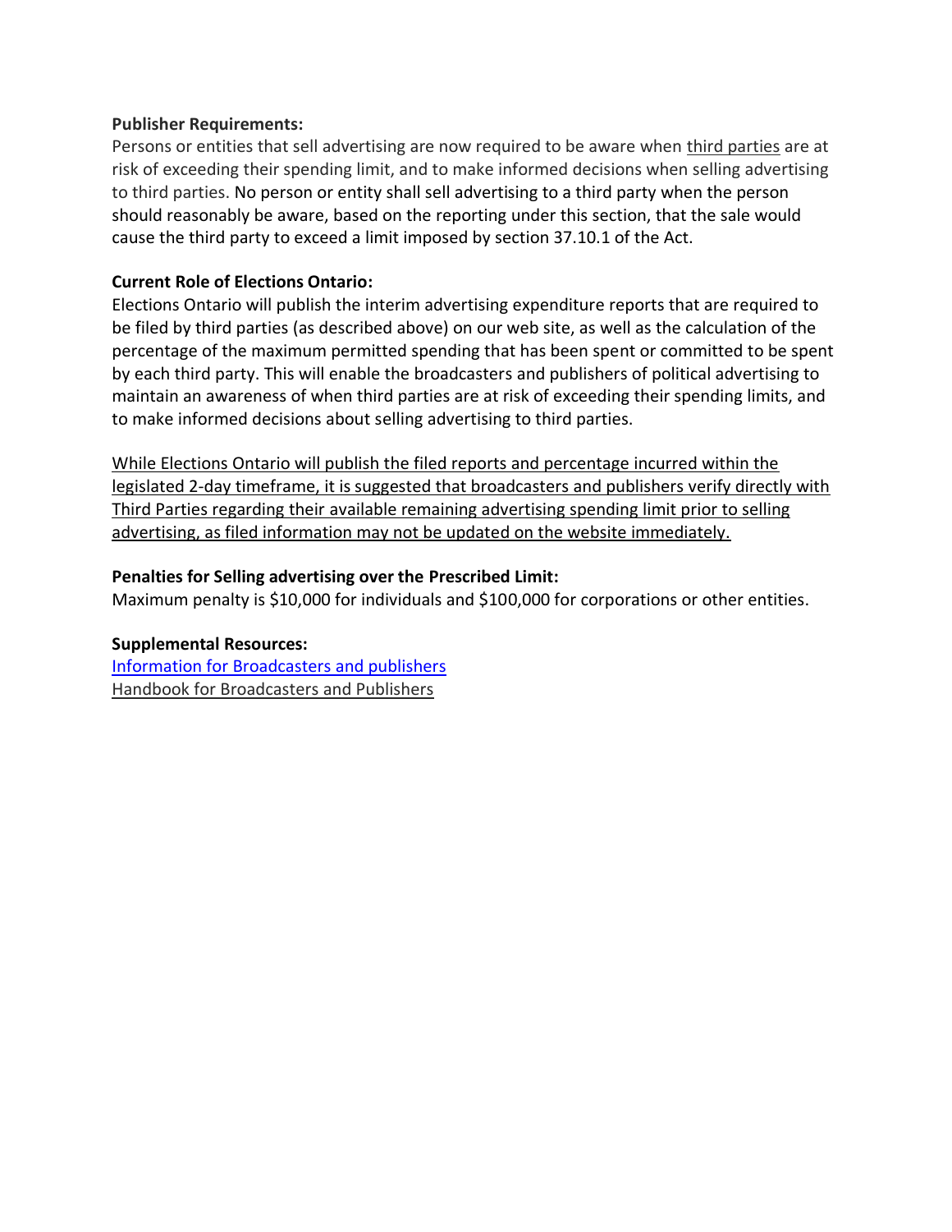**Publisher Requirements:**

Persons or entities that sell advertising are now required to be aware when third parties are at risk of exceeding their spending limit, and to make informed decisions when selling advertising to third parties. No person or entity shall sell advertising to a third party when the person should reasonably be aware, based on the reporting under this section, that the sale would cause the third party to exceed a limit imposed by section 37.10.1 of the Act.

**Current Role of Elections Ontario:**

Elections Ontario will publish the interim advertising expenditure reports that are required to be filed by third parties (as described above) on our web site, as well as the calculation of the percentage of the maximum permitted spending that has been spent or committed to be spent by each third party. This will enable the broadcasters and publishers of political advertising to maintain an awareness of when third parties are at risk of exceeding their spending limits, and to make informed decisions about selling advertising to third parties.

While Elections Ontario will publish the filed reports and percentage incurred within the legislated 2-day timeframe, it is suggested that broadcasters and publishers verify directly with Third Parties regarding their available remaining advertising spending limit prior to selling advertising, as filed information may not be updated on the website immediately.

**Penalties for Selling advertising over the Prescribed Limit:**

Maximum penalty is $10,000 for individuals and $100,000 for corporations or other entities.

**Supplemental Resources:**

Information for Broadcasters and publishers
Handbook for Broadcasters and Publishers